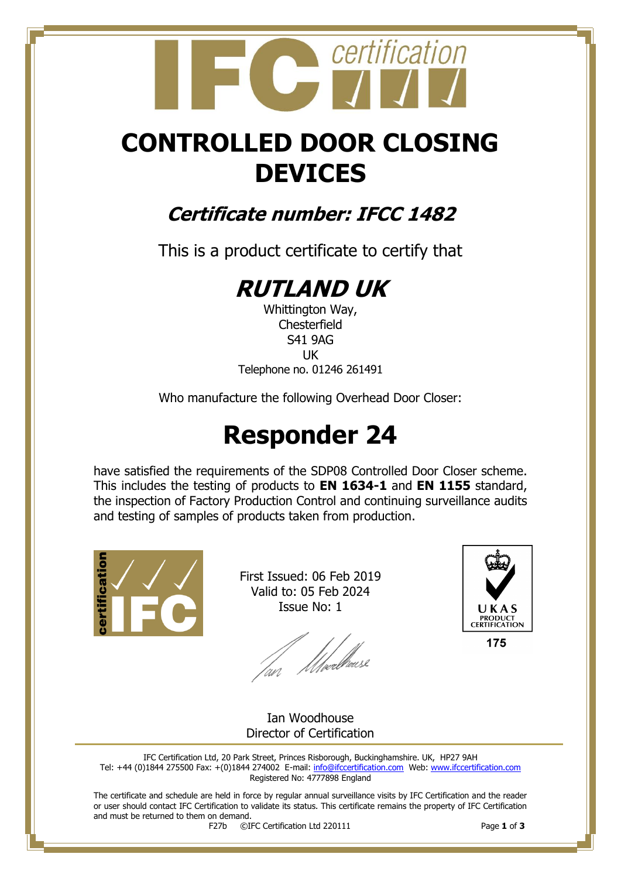# CONTROLLED DOOR CLOSING DEVICES

## *Certificate number: IFCC 1482*

This is a product certificate to certify that

## *RUTLAND UK*

Whittington Way,
Chesterfield
S41 9AG
UK
Telephone no. 01246 261491

Who manufacture the following Overhead Door Closer:

# Responder 24

have satisfied the requirements of the SDP08 Controlled Door Closer scheme. This includes the testing of products to **EN 1634-1** and **EN 1155** standard, the inspection of Factory Production Control and continuing surveillance audits and testing of samples of products taken from production.

First Issued: 06 Feb 2019
Valid to: 05 Feb 2024
Issue No: 1

UKAS PRODUCT CERTIFICATION
175

Ian Woodhouse
Director of Certification

IFC Certification Ltd, 20 Park Street, Princes Risborough, Buckinghamshire. UK, HP27 9AH
Tel: +44 (0)1844 275500 Fax: +(0)1844 274002 E-mail: info@ifccertification.com Web: www.ifccertification.com
Registered No: 4777898 England

The certificate and schedule are held in force by regular annual surveillance visits by IFC Certification and the reader or user should contact IFC Certification to validate its status. This certificate remains the property of IFC Certification and must be returned to them on demand.

F27b ©IFC Certification Ltd 220111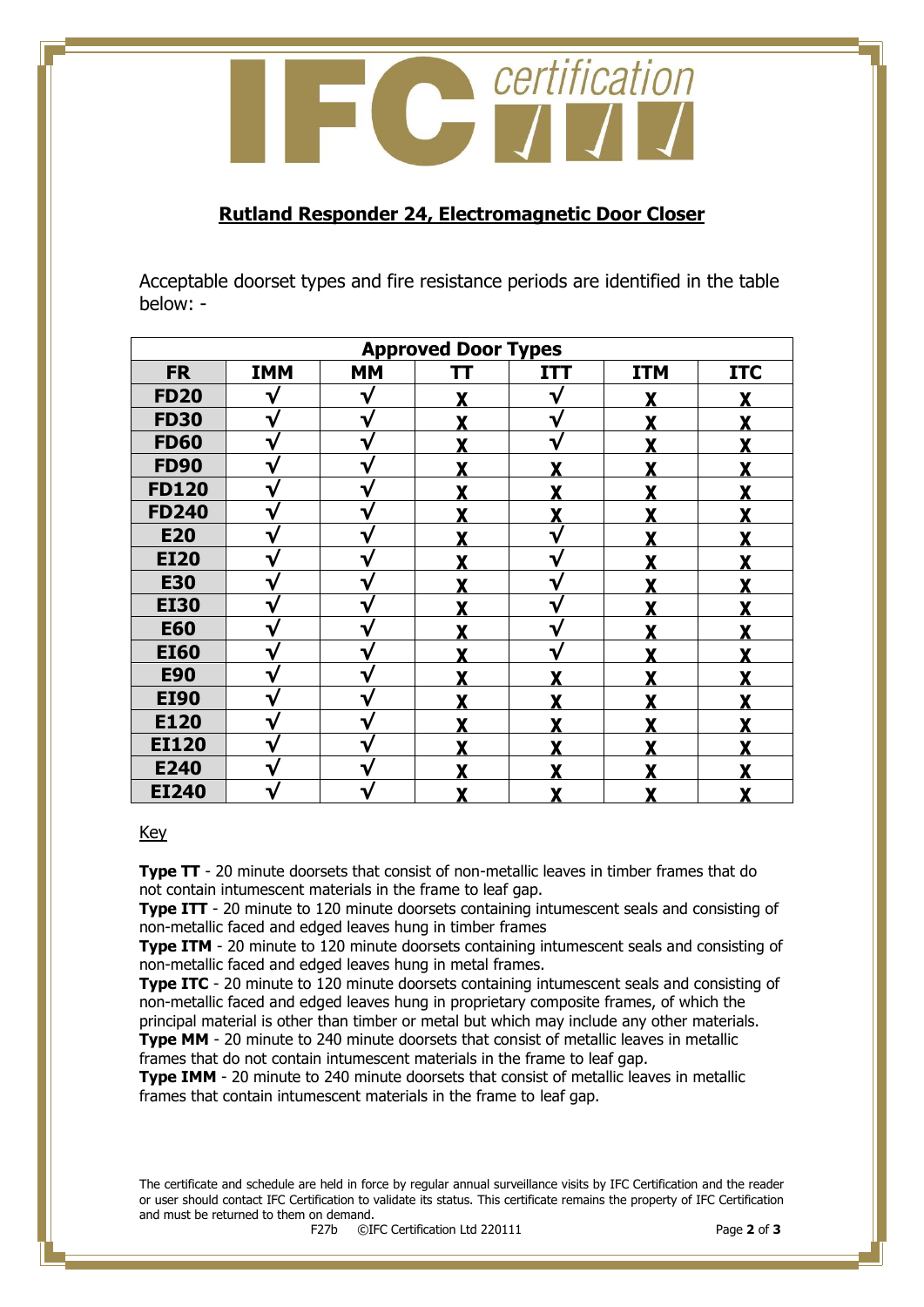## Rutland Responder 24, Electromagnetic Door Closer

Acceptable doorset types and fire resistance periods are identified in the table below: -

| Approved Door Types | | | | | | |
|---|---|---|---|---|---|---|
| **FR** | **IMM** | **MM** | **TT** | **ITT** | **ITM** | **ITC** |
| **FD20** | √ | √ | X | √ | X | X |
| **FD30** | √ | √ | X | √ | X | X |
| **FD60** | √ | √ | X | √ | X | X |
| **FD90** | √ | √ | X | X | X | X |
| **FD120** | √ | √ | X | X | X | X |
| **FD240** | √ | √ | X | X | X | X |
| **E20** | √ | √ | X | √ | X | X |
| **EI20** | √ | √ | X | √ | X | X |
| **E30** | √ | √ | X | √ | X | X |
| **EI30** | √ | √ | X | √ | X | X |
| **E60** | √ | √ | X | √ | X | X |
| **EI60** | √ | √ | X | √ | X | X |
| **E90** | √ | √ | X | X | X | X |
| **EI90** | √ | √ | X | X | X | X |
| **E120** | √ | √ | X | X | X | X |
| **EI120** | √ | √ | X | X | X | X |
| **E240** | √ | √ | X | X | X | X |
| **EI240** | √ | √ | X | X | X | X |

Key

**Type TT** - 20 minute doorsets that consist of non-metallic leaves in timber frames that do not contain intumescent materials in the frame to leaf gap.
**Type ITT** - 20 minute to 120 minute doorsets containing intumescent seals and consisting of non-metallic faced and edged leaves hung in timber frames
**Type ITM** - 20 minute to 120 minute doorsets containing intumescent seals and consisting of non-metallic faced and edged leaves hung in metal frames.
**Type ITC** - 20 minute to 120 minute doorsets containing intumescent seals and consisting of non-metallic faced and edged leaves hung in proprietary composite frames, of which the principal material is other than timber or metal but which may include any other materials.
**Type MM** - 20 minute to 240 minute doorsets that consist of metallic leaves in metallic frames that do not contain intumescent materials in the frame to leaf gap.
**Type IMM** - 20 minute to 240 minute doorsets that consist of metallic leaves in metallic frames that contain intumescent materials in the frame to leaf gap.

The certificate and schedule are held in force by regular annual surveillance visits by IFC Certification and the reader or user should contact IFC Certification to validate its status. This certificate remains the property of IFC Certification and must be returned to them on demand.

F27b ©IFC Certification Ltd 220111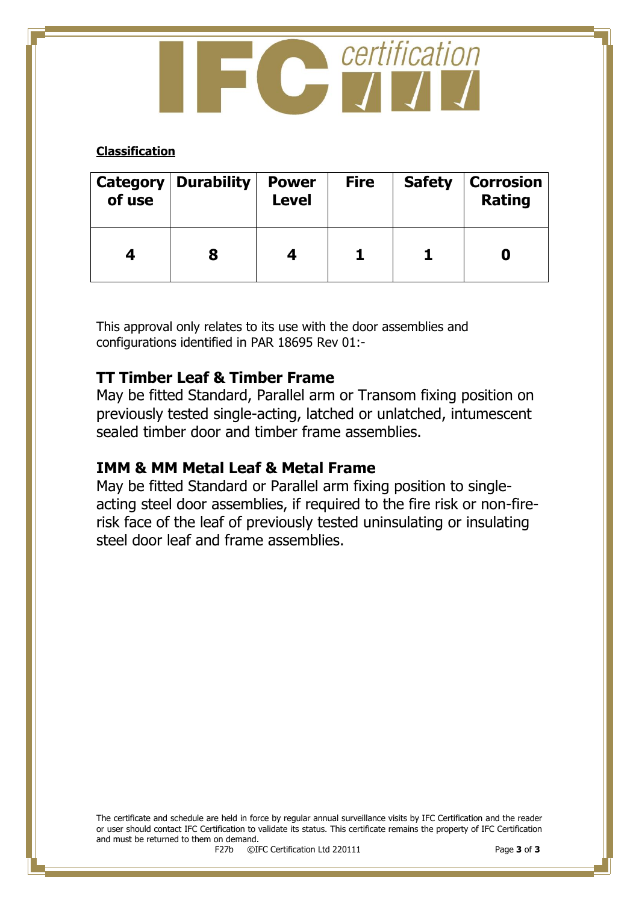**Classification**

| Category of use | Durability | Power Level | Fire | Safety | Corrosion Rating |
|---|---|---|---|---|---|
| 4 | 8 | 4 | 1 | 1 | 0 |

This approval only relates to its use with the door assemblies and configurations identified in PAR 18695 Rev 01:-

### TT Timber Leaf & Timber Frame

May be fitted Standard, Parallel arm or Transom fixing position on previously tested single-acting, latched or unlatched, intumescent sealed timber door and timber frame assemblies.

### IMM & MM Metal Leaf & Metal Frame

May be fitted Standard or Parallel arm fixing position to single-acting steel door assemblies, if required to the fire risk or non-fire-risk face of the leaf of previously tested uninsulating or insulating steel door leaf and frame assemblies.

The certificate and schedule are held in force by regular annual surveillance visits by IFC Certification and the reader or user should contact IFC Certification to validate its status. This certificate remains the property of IFC Certification and must be returned to them on demand.

F27b ©IFC Certification Ltd 220111